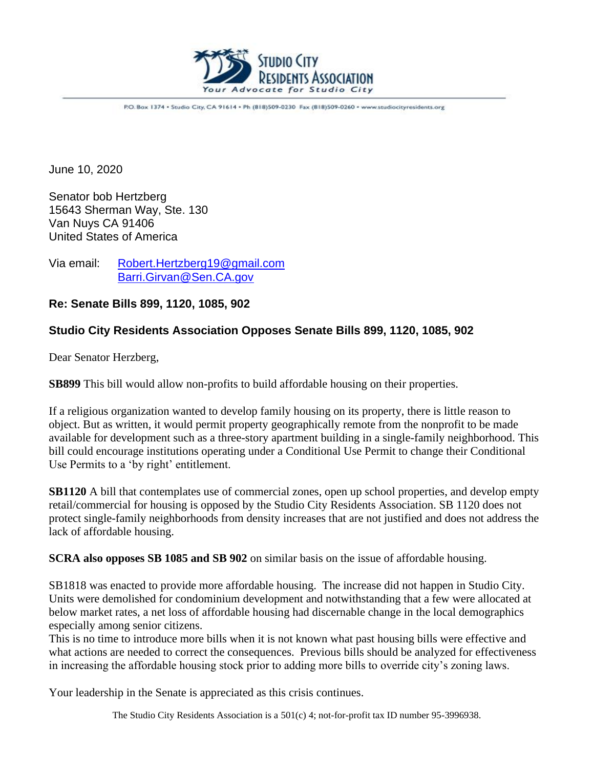**Studio City Residents Association**
*Your Advocate for Studio City*

P.O. Box 1374 • Studio City, CA 91614 • Ph (818)509-0230 Fax (818)509-0260 • www.studiocityresidents.org

June 10, 2020

Senator bob Hertzberg
15643 Sherman Way, Ste. 130
Van Nuys CA 91406
United States of America

Via email: Robert.Hertzberg19@gmail.com
Barri.Girvan@Sen.CA.gov

**Re: Senate Bills 899, 1120, 1085, 902**

**Studio City Residents Association Opposes Senate Bills 899, 1120, 1085, 902**

Dear Senator Herzberg,

**SB899** This bill would allow non-profits to build affordable housing on their properties.

If a religious organization wanted to develop family housing on its property, there is little reason to object. But as written, it would permit property geographically remote from the nonprofit to be made available for development such as a three-story apartment building in a single-family neighborhood. This bill could encourage institutions operating under a Conditional Use Permit to change their Conditional Use Permits to a 'by right' entitlement.

**SB1120** A bill that contemplates use of commercial zones, open up school properties, and develop empty retail/commercial for housing is opposed by the Studio City Residents Association. SB 1120 does not protect single-family neighborhoods from density increases that are not justified and does not address the lack of affordable housing.

**SCRA also opposes SB 1085 and SB 902** on similar basis on the issue of affordable housing.

SB1818 was enacted to provide more affordable housing. The increase did not happen in Studio City. Units were demolished for condominium development and notwithstanding that a few were allocated at below market rates, a net loss of affordable housing had discernable change in the local demographics especially among senior citizens.
This is no time to introduce more bills when it is not known what past housing bills were effective and what actions are needed to correct the consequences. Previous bills should be analyzed for effectiveness in increasing the affordable housing stock prior to adding more bills to override city's zoning laws.

Your leadership in the Senate is appreciated as this crisis continues.

The Studio City Residents Association is a 501(c) 4; not-for-profit tax ID number 95-3996938.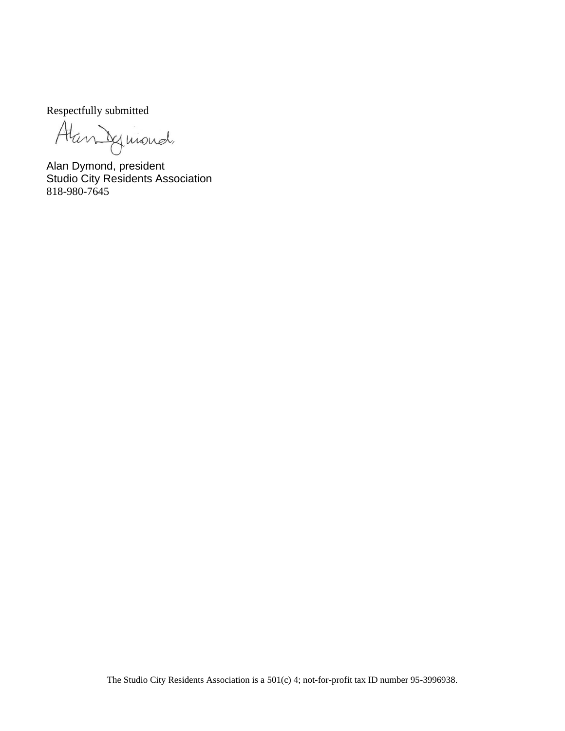Respectfully submitted

Alan Dymond, president
Studio City Residents Association
818-980-7645

The Studio City Residents Association is a 501(c) 4; not-for-profit tax ID number 95-3996938.